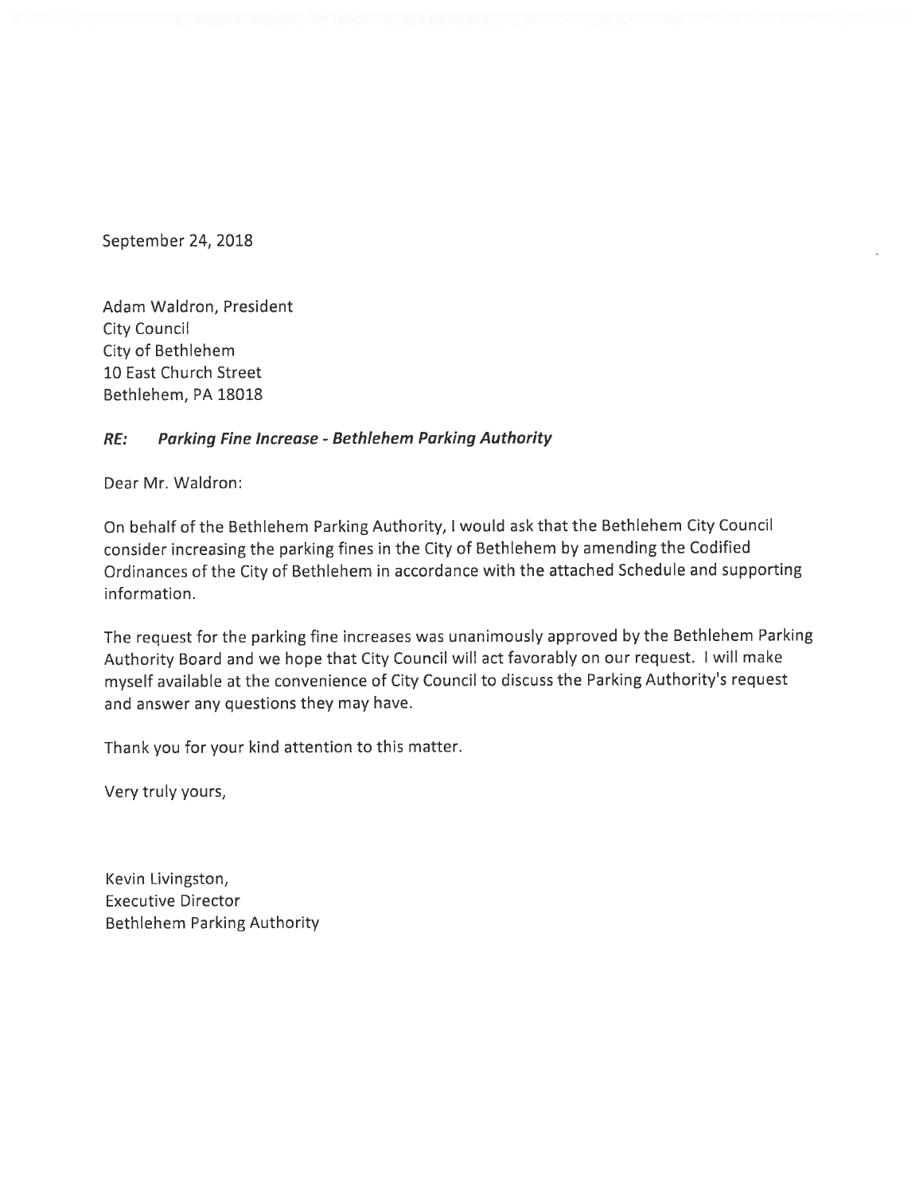September 24, 2018

Adam Waldron, President
City Council
City of Bethlehem
10 East Church Street
Bethlehem, PA 18018

***RE: Parking Fine Increase - Bethlehem Parking Authority***

Dear Mr. Waldron:

On behalf of the Bethlehem Parking Authority, I would ask that the Bethlehem City Council consider increasing the parking fines in the City of Bethlehem by amending the Codified Ordinances of the City of Bethlehem in accordance with the attached Schedule and supporting information.

The request for the parking fine increases was unanimously approved by the Bethlehem Parking Authority Board and we hope that City Council will act favorably on our request. I will make myself available at the convenience of City Council to discuss the Parking Authority's request and answer any questions they may have.

Thank you for your kind attention to this matter.

Very truly yours,

Kevin Livingston,
Executive Director
Bethlehem Parking Authority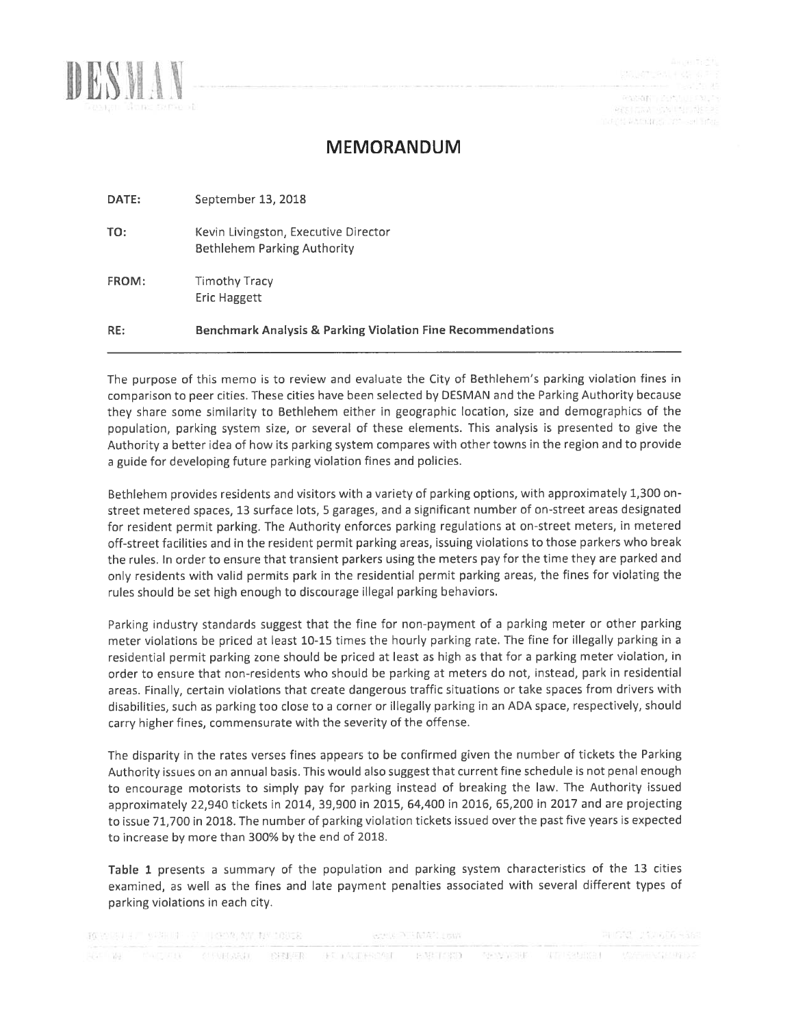# MEMORANDUM

| | |
|---|---|
| **DATE:** | September 13, 2018 |
| **TO:** | Kevin Livingston, Executive Director<br>Bethlehem Parking Authority |
| **FROM:** | Timothy Tracy<br>Eric Haggett |
| **RE:** | **Benchmark Analysis & Parking Violation Fine Recommendations** |

The purpose of this memo is to review and evaluate the City of Bethlehem's parking violation fines in comparison to peer cities. These cities have been selected by DESMAN and the Parking Authority because they share some similarity to Bethlehem either in geographic location, size and demographics of the population, parking system size, or several of these elements. This analysis is presented to give the Authority a better idea of how its parking system compares with other towns in the region and to provide a guide for developing future parking violation fines and policies.

Bethlehem provides residents and visitors with a variety of parking options, with approximately 1,300 on-street metered spaces, 13 surface lots, 5 garages, and a significant number of on-street areas designated for resident permit parking. The Authority enforces parking regulations at on-street meters, in metered off-street facilities and in the resident permit parking areas, issuing violations to those parkers who break the rules. In order to ensure that transient parkers using the meters pay for the time they are parked and only residents with valid permits park in the residential permit parking areas, the fines for violating the rules should be set high enough to discourage illegal parking behaviors.

Parking industry standards suggest that the fine for non-payment of a parking meter or other parking meter violations be priced at least 10-15 times the hourly parking rate. The fine for illegally parking in a residential permit parking zone should be priced at least as high as that for a parking meter violation, in order to ensure that non-residents who should be parking at meters do not, instead, park in residential areas. Finally, certain violations that create dangerous traffic situations or take spaces from drivers with disabilities, such as parking too close to a corner or illegally parking in an ADA space, respectively, should carry higher fines, commensurate with the severity of the offense.

The disparity in the rates verses fines appears to be confirmed given the number of tickets the Parking Authority issues on an annual basis. This would also suggest that current fine schedule is not penal enough to encourage motorists to simply pay for parking instead of breaking the law. The Authority issued approximately 22,940 tickets in 2014, 39,900 in 2015, 64,400 in 2016, 65,200 in 2017 and are projecting to issue 71,700 in 2018. The number of parking violation tickets issued over the past five years is expected to increase by more than 300% by the end of 2018.

**Table 1** presents a summary of the population and parking system characteristics of the 13 cities examined, as well as the fines and late payment penalties associated with several different types of parking violations in each city.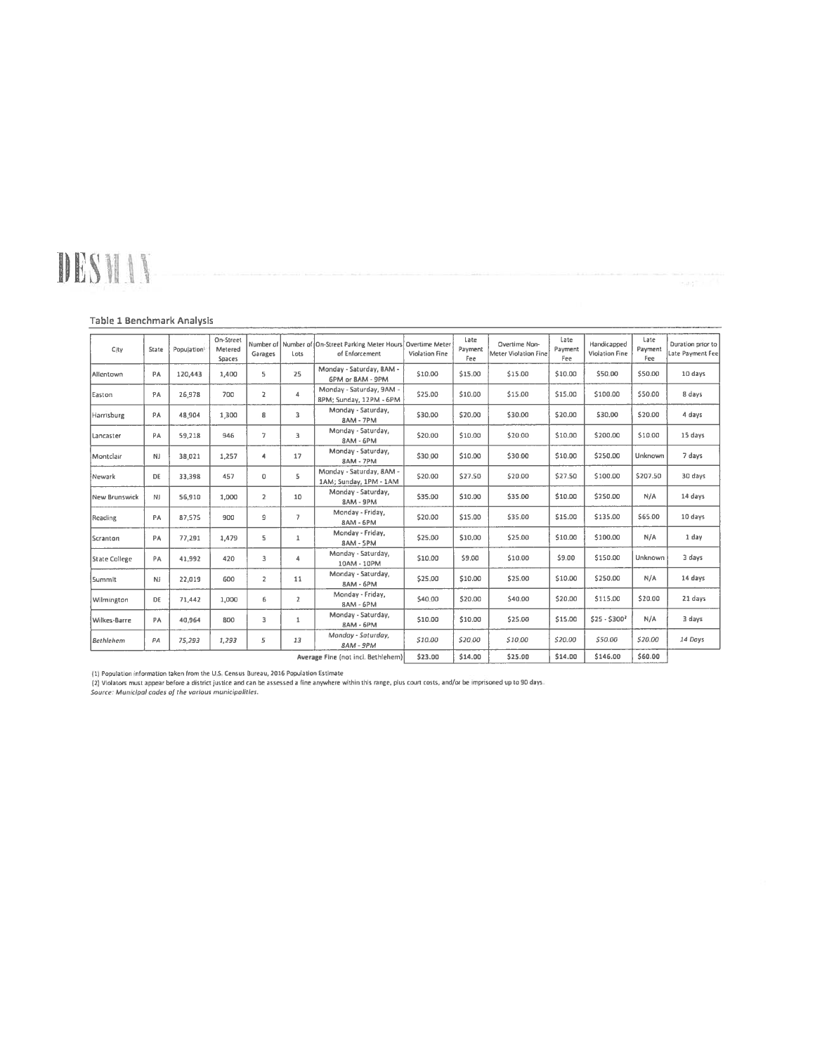### Table 1 Benchmark Analysis

| City | State | Population[1] | On-Street Metered Spaces | Number of Garages | Number of Lots | On-Street Parking Meter Hours of Enforcement | Overtime Meter Violation Fine | Late Payment Fee | Overtime Non-Meter Violation Fine | Late Payment Fee | Handicapped Violation Fine | Late Payment Fee | Duration prior to Late Payment Fee |
|---|---|---|---|---|---|---|---|---|---|---|---|---|---|
| Allentown | PA | 120,443 | 1,400 | 5 | 25 | Monday - Saturday, 8AM - 6PM or 8AM - 9PM | $10.00 | $15.00 | $15.00 | $10.00 | $50.00 | $50.00 | 10 days |
| Easton | PA | 26,978 | 700 | 2 | 4 | Monday - Saturday, 9AM - 8PM; Sunday, 12PM - 6PM | $25.00 | $10.00 | $15.00 | $15.00 | $100.00 | $50.00 | 8 days |
| Harrisburg | PA | 48,904 | 1,300 | 8 | 3 | Monday - Saturday, 8AM - 7PM | $30.00 | $20.00 | $30.00 | $20.00 | $30.00 | $20.00 | 4 days |
| Lancaster | PA | 59,218 | 946 | 7 | 3 | Monday - Saturday, 8AM - 6PM | $20.00 | $10.00 | $20.00 | $10.00 | $200.00 | $10.00 | 15 days |
| Montclair | NJ | 38,021 | 1,257 | 4 | 17 | Monday - Saturday, 8AM - 7PM | $30.00 | $10.00 | $30.00 | $10.00 | $250.00 | Unknown | 7 days |
| Newark | DE | 33,398 | 457 | 0 | 5 | Monday - Saturday, 8AM - 1AM; Sunday, 1PM - 1AM | $20.00 | $27.50 | $20.00 | $27.50 | $100.00 | $207.50 | 30 days |
| New Brunswick | NJ | 56,910 | 1,000 | 2 | 10 | Monday - Saturday, 8AM - 9PM | $35.00 | $10.00 | $35.00 | $10.00 | $250.00 | N/A | 14 days |
| Reading | PA | 87,575 | 900 | 9 | 7 | Monday - Friday, 8AM - 6PM | $20.00 | $15.00 | $35.00 | $15.00 | $135.00 | $65.00 | 10 days |
| Scranton | PA | 77,291 | 1,479 | 5 | 1 | Monday - Friday, 8AM - 5PM | $25.00 | $10.00 | $25.00 | $10.00 | $100.00 | N/A | 1 day |
| State College | PA | 41,992 | 420 | 3 | 4 | Monday - Saturday, 10AM - 10PM | $10.00 | $9.00 | $10.00 | $9.00 | $150.00 | Unknown | 3 days |
| Summit | NJ | 22,019 | 600 | 2 | 11 | Monday - Saturday, 8AM - 6PM | $25.00 | $10.00 | $25.00 | $10.00 | $250.00 | N/A | 14 days |
| Wilmington | DE | 71,442 | 1,000 | 6 | 2 | Monday - Friday, 8AM - 6PM | $40.00 | $20.00 | $40.00 | $20.00 | $115.00 | $20.00 | 21 days |
| Wilkes-Barre | PA | 40,964 | 800 | 3 | 1 | Monday - Saturday, 8AM - 6PM | $10.00 | $10.00 | $25.00 | $15.00 | $25 - $300[2] | N/A | 3 days |
| *Bethlehem* | *PA* | *75,293* | *1,293* | *5* | *13* | *Monday - Saturday, 8AM - 9PM* | *$10.00* | *$20.00* | *$10.00* | *$20.00* | *$50.00* | *$20.00* | *14 Days* |
| | | | | | | **Average Fine (not incl. Bethlehem)** | **$23.00** | **$14.00** | **$25.00** | **$14.00** | **$146.00** | **$60.00** | |

(1) Population information taken from the U.S. Census Bureau, 2016 Population Estimate

(2) Violators must appear before a district justice and can be assessed a fine anywhere within this range, plus court costs, and/or be imprisoned up to 90 days.

*Source: Municipal codes of the various municipalities.*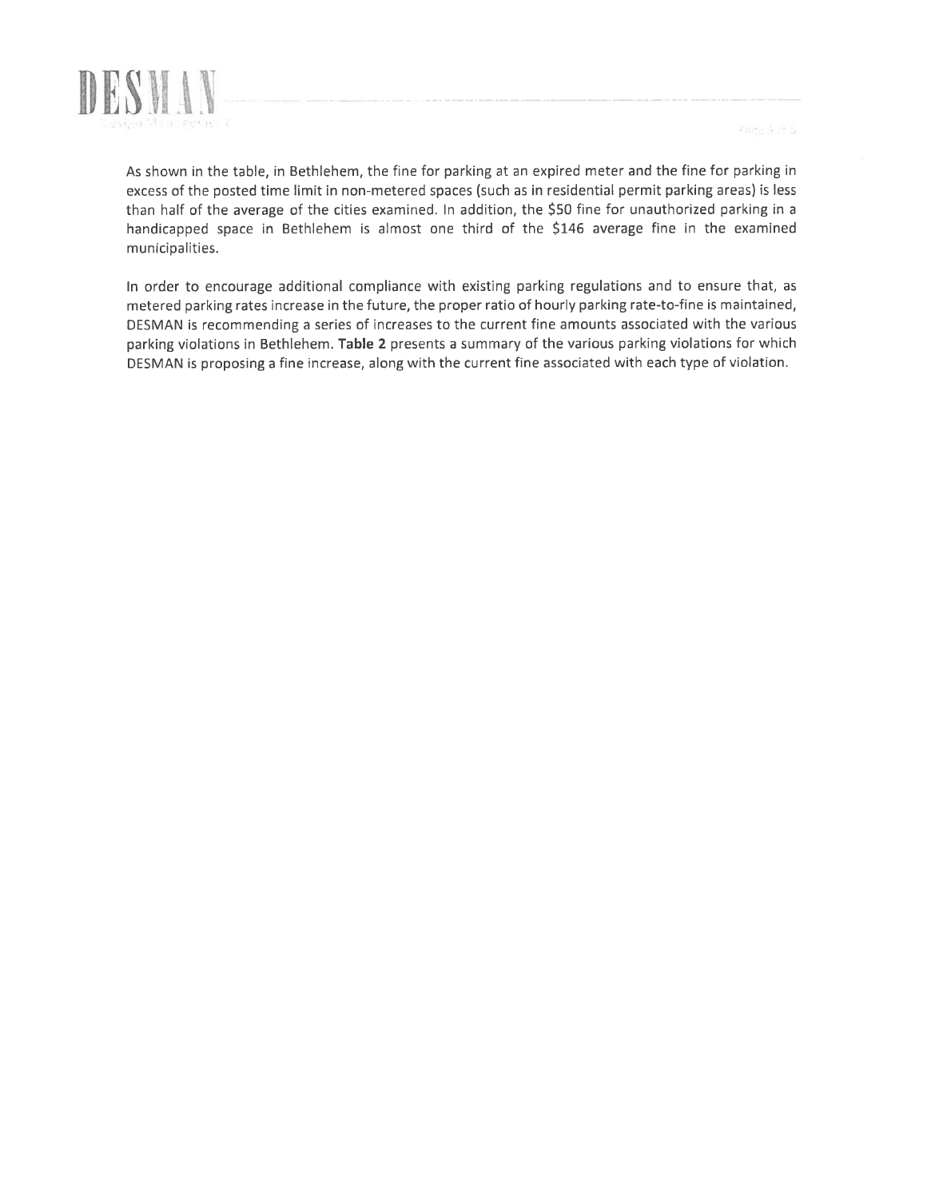As shown in the table, in Bethlehem, the fine for parking at an expired meter and the fine for parking in excess of the posted time limit in non-metered spaces (such as in residential permit parking areas) is less than half of the average of the cities examined. In addition, the $50 fine for unauthorized parking in a handicapped space in Bethlehem is almost one third of the $146 average fine in the examined municipalities.

In order to encourage additional compliance with existing parking regulations and to ensure that, as metered parking rates increase in the future, the proper ratio of hourly parking rate-to-fine is maintained, DESMAN is recommending a series of increases to the current fine amounts associated with the various parking violations in Bethlehem. **Table 2** presents a summary of the various parking violations for which DESMAN is proposing a fine increase, along with the current fine associated with each type of violation.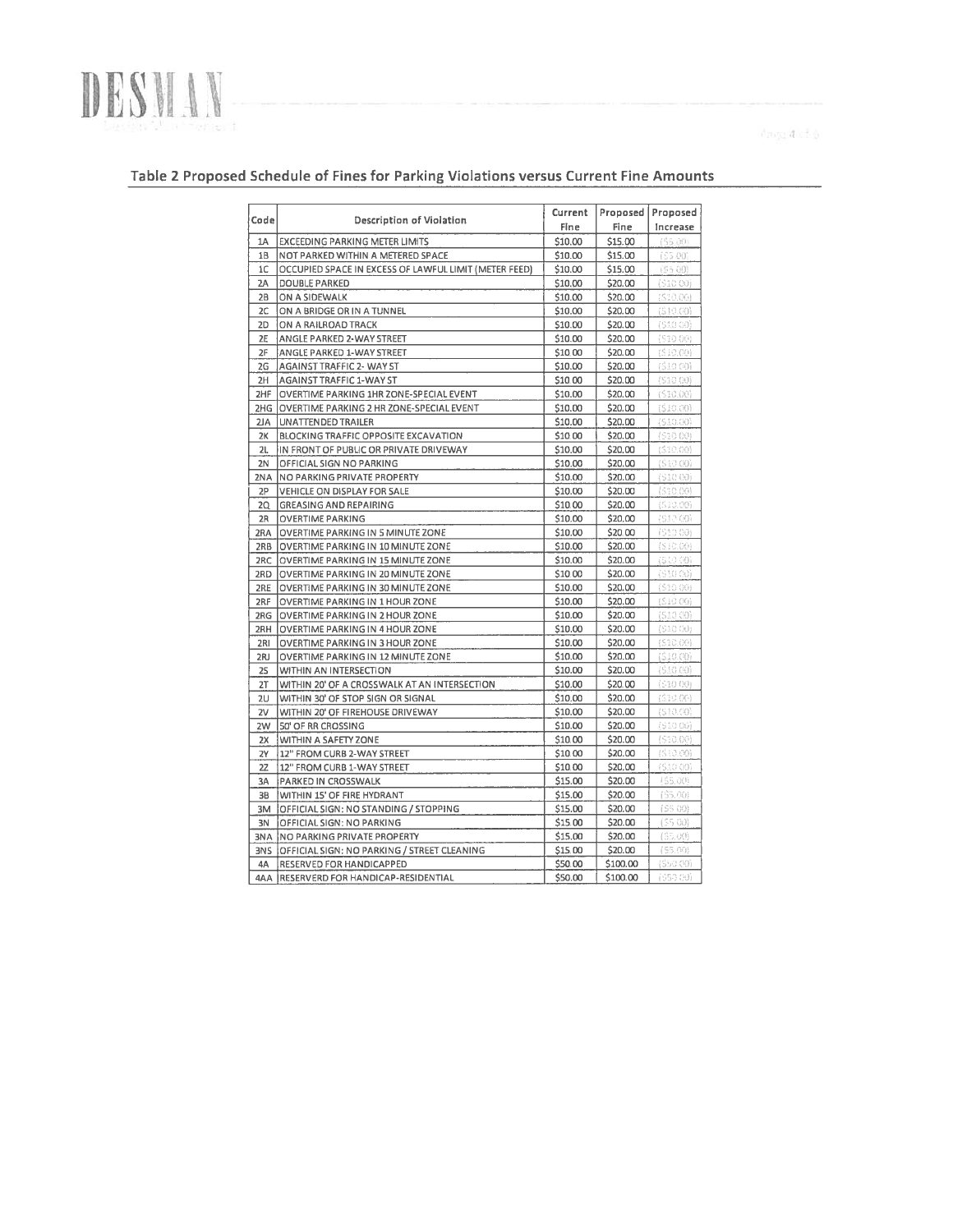## Table 2 Proposed Schedule of Fines for Parking Violations versus Current Fine Amounts

| Code | Description of Violation | Current Fine | Proposed Fine | Proposed Increase |
|---|---|---|---|---|
| 1A | EXCEEDING PARKING METER LIMITS | $10.00 | $15.00 | ($5.00) |
| 1B | NOT PARKED WITHIN A METERED SPACE | $10.00 | $15.00 | ($5.00) |
| 1C | OCCUPIED SPACE IN EXCESS OF LAWFUL LIMIT (METER FEED) | $10.00 | $15.00 | ($5.00) |
| 2A | DOUBLE PARKED | $10.00 | $20.00 | ($10.00) |
| 2B | ON A SIDEWALK | $10.00 | $20.00 | ($10.00) |
| 2C | ON A BRIDGE OR IN A TUNNEL | $10.00 | $20.00 | ($10.00) |
| 2D | ON A RAILROAD TRACK | $10.00 | $20.00 | ($10.00) |
| 2E | ANGLE PARKED 2-WAY STREET | $10.00 | $20.00 | ($10.00) |
| 2F | ANGLE PARKED 1-WAY STREET | $10.00 | $20.00 | ($10.00) |
| 2G | AGAINST TRAFFIC 2- WAY ST | $10.00 | $20.00 | ($10.00) |
| 2H | AGAINST TRAFFIC 1-WAY ST | $10.00 | $20.00 | ($10.00) |
| 2HF | OVERTIME PARKING 1HR ZONE-SPECIAL EVENT | $10.00 | $20.00 | ($10.00) |
| 2HG | OVERTIME PARKING 2 HR ZONE-SPECIAL EVENT | $10.00 | $20.00 | ($10.00) |
| 2JA | UNATTENDED TRAILER | $10.00 | $20.00 | ($10.00) |
| 2K | BLOCKING TRAFFIC OPPOSITE EXCAVATION | $10.00 | $20.00 | ($10.00) |
| 2L | IN FRONT OF PUBLIC OR PRIVATE DRIVEWAY | $10.00 | $20.00 | ($10.00) |
| 2N | OFFICIAL SIGN NO PARKING | $10.00 | $20.00 | ($10.00) |
| 2NA | NO PARKING PRIVATE PROPERTY | $10.00 | $20.00 | ($10.00) |
| 2P | VEHICLE ON DISPLAY FOR SALE | $10.00 | $20.00 | ($10.00) |
| 2Q | GREASING AND REPAIRING | $10.00 | $20.00 | ($10.00) |
| 2R | OVERTIME PARKING | $10.00 | $20.00 | ($10.00) |
| 2RA | OVERTIME PARKING IN 5 MINUTE ZONE | $10.00 | $20.00 | ($10.00) |
| 2RB | OVERTIME PARKING IN 10 MINUTE ZONE | $10.00 | $20.00 | ($10.00) |
| 2RC | OVERTIME PARKING IN 15 MINUTE ZONE | $10.00 | $20.00 | ($10.00) |
| 2RD | OVERTIME PARKING IN 20 MINUTE ZONE | $10.00 | $20.00 | ($10.00) |
| 2RE | OVERTIME PARKING IN 30 MINUTE ZONE | $10.00 | $20.00 | ($10.00) |
| 2RF | OVERTIME PARKING IN 1 HOUR ZONE | $10.00 | $20.00 | ($10.00) |
| 2RG | OVERTIME PARKING IN 2 HOUR ZONE | $10.00 | $20.00 | ($10.00) |
| 2RH | OVERTIME PARKING IN 4 HOUR ZONE | $10.00 | $20.00 | ($10.00) |
| 2RI | OVERTIME PARKING IN 3 HOUR ZONE | $10.00 | $20.00 | ($10.00) |
| 2RJ | OVERTIME PARKING IN 12 MINUTE ZONE | $10.00 | $20.00 | ($10.00) |
| 2S | WITHIN AN INTERSECTION | $10.00 | $20.00 | ($10.00) |
| 2T | WITHIN 20' OF A CROSSWALK AT AN INTERSECTION | $10.00 | $20.00 | ($10.00) |
| 2U | WITHIN 30' OF STOP SIGN OR SIGNAL | $10.00 | $20.00 | ($10.00) |
| 2V | WITHIN 20' OF FIREHOUSE DRIVEWAY | $10.00 | $20.00 | ($10.00) |
| 2W | 50' OF RR CROSSING | $10.00 | $20.00 | ($10.00) |
| 2X | WITHIN A SAFETY ZONE | $10.00 | $20.00 | ($10.00) |
| 2Y | 12" FROM CURB 2-WAY STREET | $10.00 | $20.00 | ($10.00) |
| 2Z | 12" FROM CURB 1-WAY STREET | $10.00 | $20.00 | ($10.00) |
| 3A | PARKED IN CROSSWALK | $15.00 | $20.00 | ($5.00) |
| 3B | WITHIN 15' OF FIRE HYDRANT | $15.00 | $20.00 | ($5.00) |
| 3M | OFFICIAL SIGN: NO STANDING / STOPPING | $15.00 | $20.00 | ($5.00) |
| 3N | OFFICIAL SIGN: NO PARKING | $15.00 | $20.00 | ($5.00) |
| 3NA | NO PARKING PRIVATE PROPERTY | $15.00 | $20.00 | ($5.00) |
| 3NS | OFFICIAL SIGN: NO PARKING / STREET CLEANING | $15.00 | $20.00 | ($5.00) |
| 4A | RESERVED FOR HANDICAPPED | $50.00 | $100.00 | ($50.00) |
| 4AA | RESERVERD FOR HANDICAP-RESIDENTIAL | $50.00 | $100.00 | ($50.00) |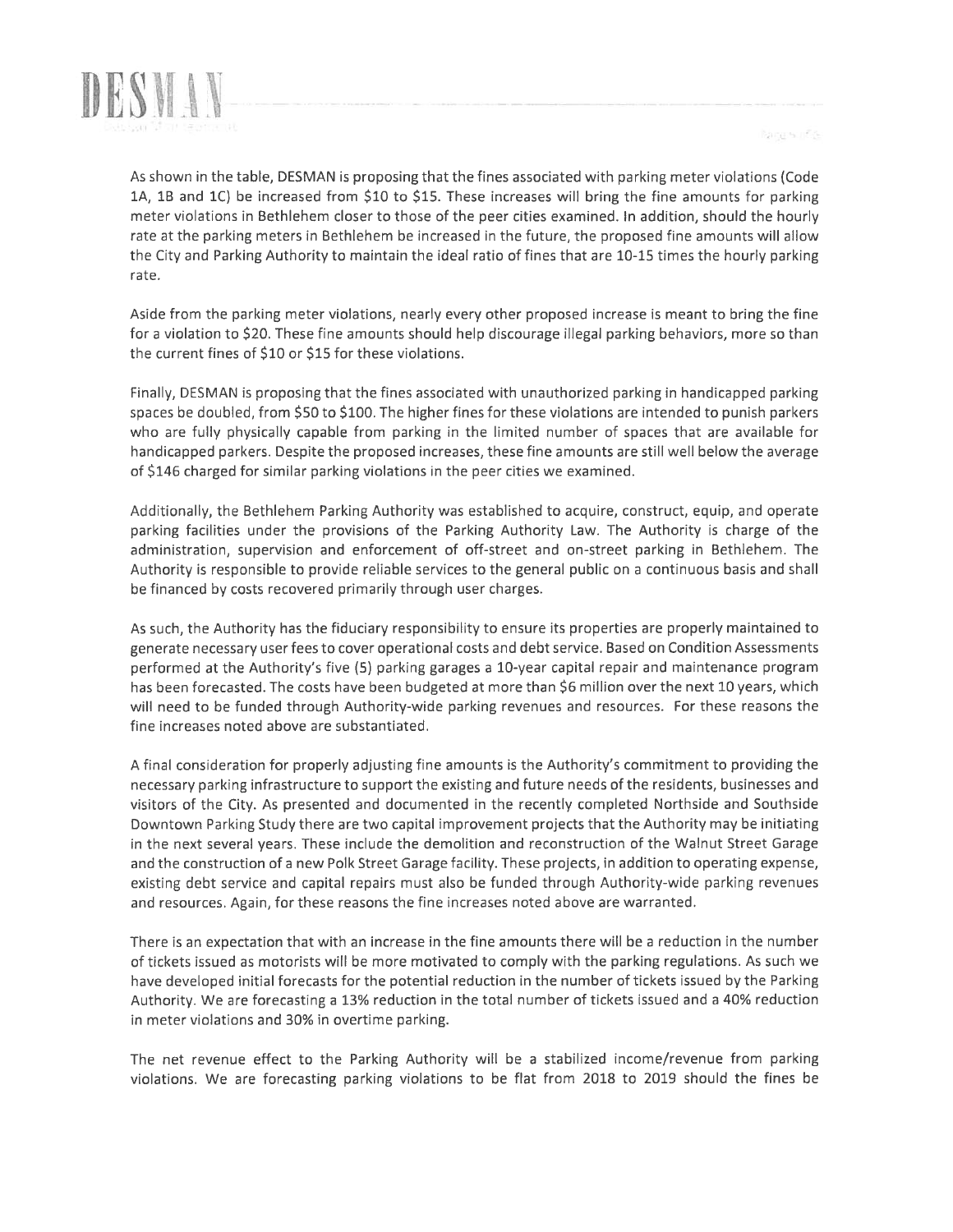As shown in the table, DESMAN is proposing that the fines associated with parking meter violations (Code 1A, 1B and 1C) be increased from $10 to $15. These increases will bring the fine amounts for parking meter violations in Bethlehem closer to those of the peer cities examined. In addition, should the hourly rate at the parking meters in Bethlehem be increased in the future, the proposed fine amounts will allow the City and Parking Authority to maintain the ideal ratio of fines that are 10-15 times the hourly parking rate.

Aside from the parking meter violations, nearly every other proposed increase is meant to bring the fine for a violation to $20. These fine amounts should help discourage illegal parking behaviors, more so than the current fines of $10 or $15 for these violations.

Finally, DESMAN is proposing that the fines associated with unauthorized parking in handicapped parking spaces be doubled, from $50 to $100. The higher fines for these violations are intended to punish parkers who are fully physically capable from parking in the limited number of spaces that are available for handicapped parkers. Despite the proposed increases, these fine amounts are still well below the average of $146 charged for similar parking violations in the peer cities we examined.

Additionally, the Bethlehem Parking Authority was established to acquire, construct, equip, and operate parking facilities under the provisions of the Parking Authority Law. The Authority is charge of the administration, supervision and enforcement of off-street and on-street parking in Bethlehem. The Authority is responsible to provide reliable services to the general public on a continuous basis and shall be financed by costs recovered primarily through user charges.

As such, the Authority has the fiduciary responsibility to ensure its properties are properly maintained to generate necessary user fees to cover operational costs and debt service. Based on Condition Assessments performed at the Authority's five (5) parking garages a 10-year capital repair and maintenance program has been forecasted. The costs have been budgeted at more than $6 million over the next 10 years, which will need to be funded through Authority-wide parking revenues and resources. For these reasons the fine increases noted above are substantiated.

A final consideration for properly adjusting fine amounts is the Authority's commitment to providing the necessary parking infrastructure to support the existing and future needs of the residents, businesses and visitors of the City. As presented and documented in the recently completed Northside and Southside Downtown Parking Study there are two capital improvement projects that the Authority may be initiating in the next several years. These include the demolition and reconstruction of the Walnut Street Garage and the construction of a new Polk Street Garage facility. These projects, in addition to operating expense, existing debt service and capital repairs must also be funded through Authority-wide parking revenues and resources. Again, for these reasons the fine increases noted above are warranted.

There is an expectation that with an increase in the fine amounts there will be a reduction in the number of tickets issued as motorists will be more motivated to comply with the parking regulations. As such we have developed initial forecasts for the potential reduction in the number of tickets issued by the Parking Authority. We are forecasting a 13% reduction in the total number of tickets issued and a 40% reduction in meter violations and 30% in overtime parking.

The net revenue effect to the Parking Authority will be a stabilized income/revenue from parking violations. We are forecasting parking violations to be flat from 2018 to 2019 should the fines be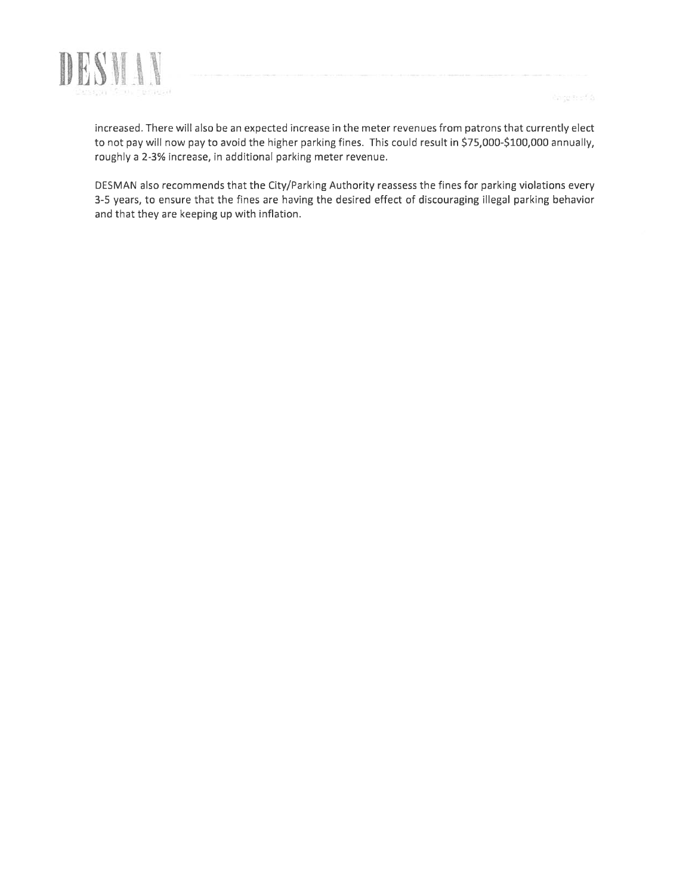increased. There will also be an expected increase in the meter revenues from patrons that currently elect to not pay will now pay to avoid the higher parking fines. This could result in $75,000-$100,000 annually, roughly a 2-3% increase, in additional parking meter revenue.

DESMAN also recommends that the City/Parking Authority reassess the fines for parking violations every 3-5 years, to ensure that the fines are having the desired effect of discouraging illegal parking behavior and that they are keeping up with inflation.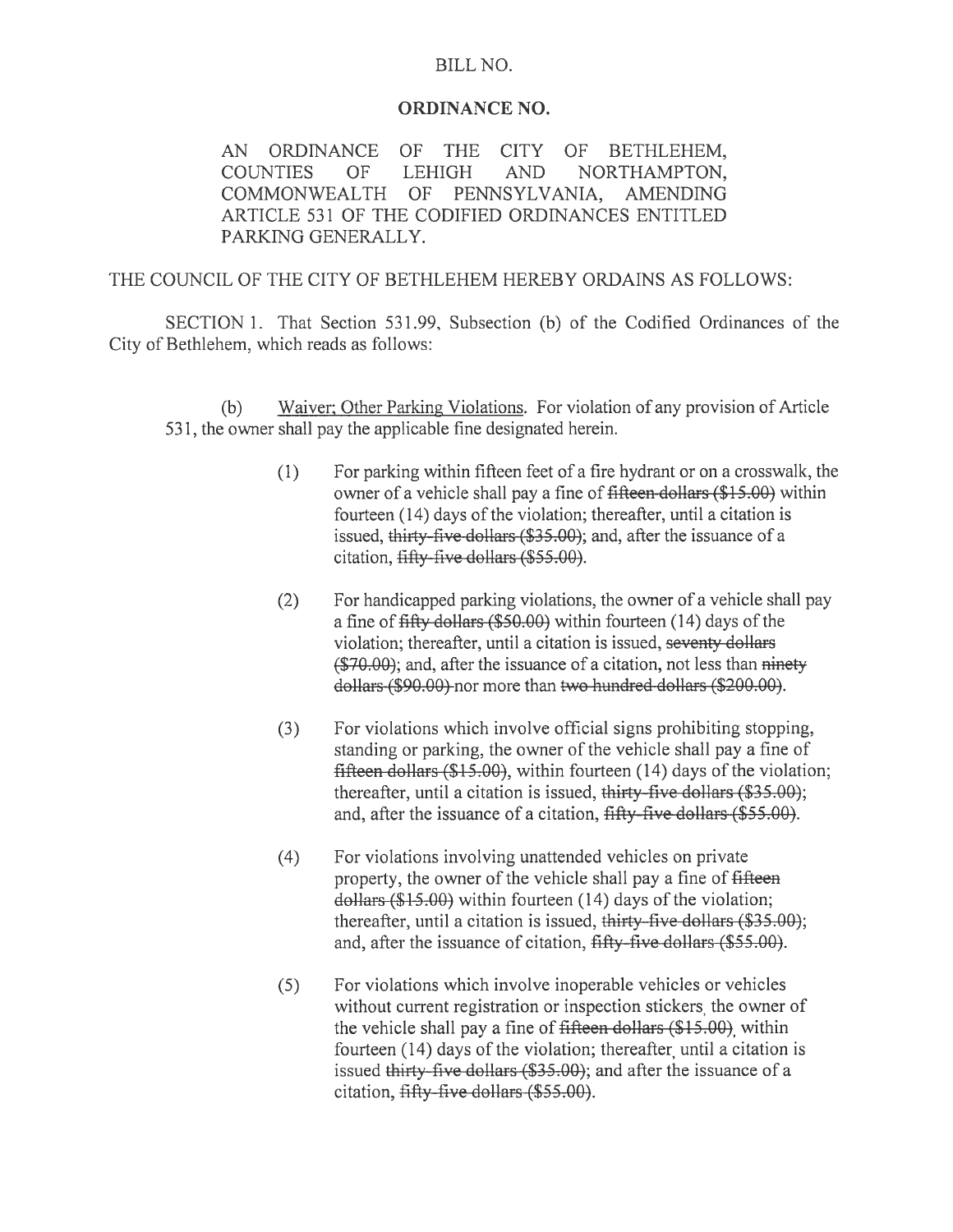BILL NO.

**ORDINANCE NO.**

AN ORDINANCE OF THE CITY OF BETHLEHEM, COUNTIES OF LEHIGH AND NORTHAMPTON, COMMONWEALTH OF PENNSYLVANIA, AMENDING ARTICLE 531 OF THE CODIFIED ORDINANCES ENTITLED PARKING GENERALLY.

THE COUNCIL OF THE CITY OF BETHLEHEM HEREBY ORDAINS AS FOLLOWS:

SECTION 1. That Section 531.99, Subsection (b) of the Codified Ordinances of the City of Bethlehem, which reads as follows:

(b) Waiver; Other Parking Violations. For violation of any provision of Article 531, the owner shall pay the applicable fine designated herein.

(1) For parking within fifteen feet of a fire hydrant or on a crosswalk, the owner of a vehicle shall pay a fine of ~~fifteen dollars ($15.00)~~ within fourteen (14) days of the violation; thereafter, until a citation is issued, ~~thirty-five dollars ($35.00)~~; and, after the issuance of a citation, ~~fifty-five dollars ($55.00)~~.

(2) For handicapped parking violations, the owner of a vehicle shall pay a fine of ~~fifty dollars ($50.00)~~ within fourteen (14) days of the violation; thereafter, until a citation is issued, ~~seventy dollars ($70.00)~~; and, after the issuance of a citation, not less than ~~ninety dollars ($90.00)~~ nor more than ~~two hundred dollars ($200.00)~~.

(3) For violations which involve official signs prohibiting stopping, standing or parking, the owner of the vehicle shall pay a fine of ~~fifteen dollars ($15.00)~~, within fourteen (14) days of the violation; thereafter, until a citation is issued, ~~thirty-five dollars ($35.00)~~; and, after the issuance of a citation, ~~fifty-five dollars ($55.00)~~.

(4) For violations involving unattended vehicles on private property, the owner of the vehicle shall pay a fine of ~~fifteen dollars ($15.00)~~ within fourteen (14) days of the violation; thereafter, until a citation is issued, ~~thirty-five dollars ($35.00)~~; and, after the issuance of citation, ~~fifty-five dollars ($55.00)~~.

(5) For violations which involve inoperable vehicles or vehicles without current registration or inspection stickers, the owner of the vehicle shall pay a fine of ~~fifteen dollars ($15.00)~~, within fourteen (14) days of the violation; thereafter, until a citation is issued ~~thirty-five dollars ($35.00)~~; and after the issuance of a citation, ~~fifty-five dollars ($55.00)~~.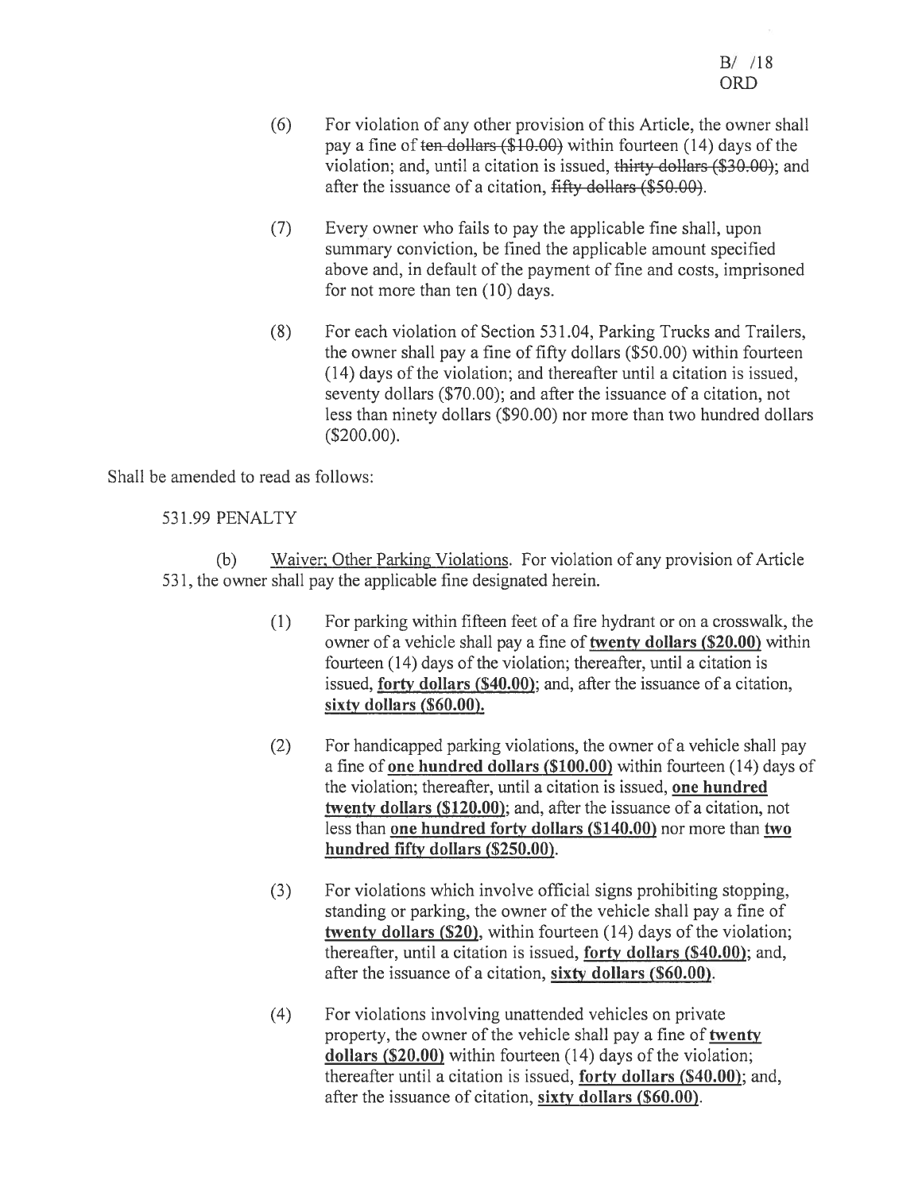(6) For violation of any other provision of this Article, the owner shall pay a fine of ~~ten dollars ($10.00)~~ within fourteen (14) days of the violation; and, until a citation is issued, ~~thirty dollars ($30.00)~~; and after the issuance of a citation, ~~fifty dollars ($50.00)~~.

(7) Every owner who fails to pay the applicable fine shall, upon summary conviction, be fined the applicable amount specified above and, in default of the payment of fine and costs, imprisoned for not more than ten (10) days.

(8) For each violation of Section 531.04, Parking Trucks and Trailers, the owner shall pay a fine of fifty dollars ($50.00) within fourteen (14) days of the violation; and thereafter until a citation is issued, seventy dollars ($70.00); and after the issuance of a citation, not less than ninety dollars ($90.00) nor more than two hundred dollars ($200.00).

Shall be amended to read as follows:

531.99 PENALTY

(b) Waiver; Other Parking Violations. For violation of any provision of Article 531, the owner shall pay the applicable fine designated herein.

(1) For parking within fifteen feet of a fire hydrant or on a crosswalk, the owner of a vehicle shall pay a fine of **twenty dollars ($20.00)** within fourteen (14) days of the violation; thereafter, until a citation is issued, **forty dollars ($40.00)**; and, after the issuance of a citation, **sixty dollars ($60.00).**

(2) For handicapped parking violations, the owner of a vehicle shall pay a fine of **one hundred dollars ($100.00)** within fourteen (14) days of the violation; thereafter, until a citation is issued, **one hundred twenty dollars ($120.00)**; and, after the issuance of a citation, not less than **one hundred forty dollars ($140.00)** nor more than **two hundred fifty dollars ($250.00)**.

(3) For violations which involve official signs prohibiting stopping, standing or parking, the owner of the vehicle shall pay a fine of **twenty dollars ($20)**, within fourteen (14) days of the violation; thereafter, until a citation is issued, **forty dollars ($40.00)**; and, after the issuance of a citation, **sixty dollars ($60.00)**.

(4) For violations involving unattended vehicles on private property, the owner of the vehicle shall pay a fine of **twenty dollars ($20.00)** within fourteen (14) days of the violation; thereafter until a citation is issued, **forty dollars ($40.00)**; and, after the issuance of citation, **sixty dollars ($60.00)**.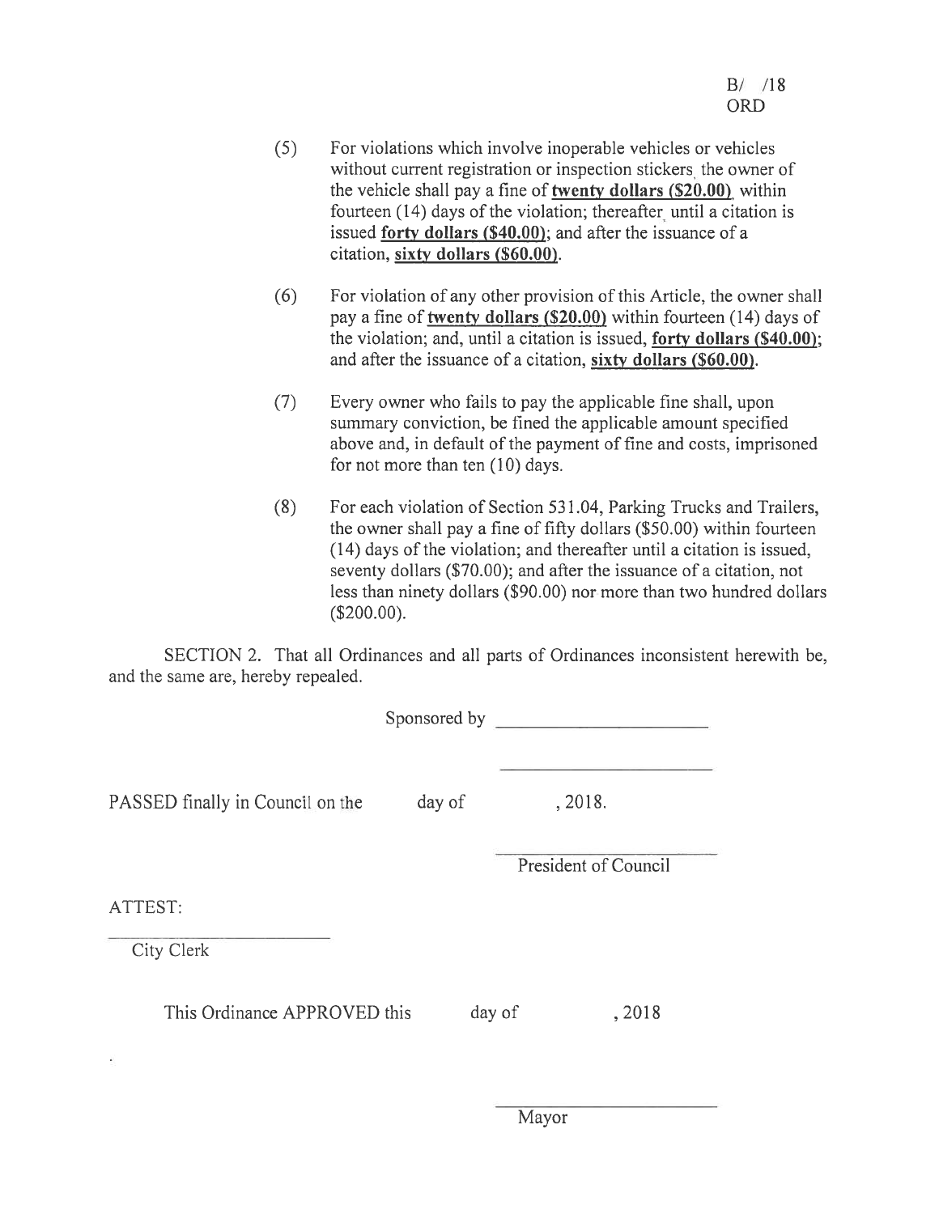B/ /18
ORD

(5) For violations which involve inoperable vehicles or vehicles without current registration or inspection stickers, the owner of the vehicle shall pay a fine of **twenty dollars ($20.00)**, within fourteen (14) days of the violation; thereafter, until a citation is issued **forty dollars ($40.00)**; and after the issuance of a citation, **sixty dollars ($60.00)**.

(6) For violation of any other provision of this Article, the owner shall pay a fine of **twenty dollars ($20.00)** within fourteen (14) days of the violation; and, until a citation is issued, **forty dollars ($40.00)**; and after the issuance of a citation, **sixty dollars ($60.00)**.

(7) Every owner who fails to pay the applicable fine shall, upon summary conviction, be fined the applicable amount specified above and, in default of the payment of fine and costs, imprisoned for not more than ten (10) days.

(8) For each violation of Section 531.04, Parking Trucks and Trailers, the owner shall pay a fine of fifty dollars ($50.00) within fourteen (14) days of the violation; and thereafter until a citation is issued, seventy dollars ($70.00); and after the issuance of a citation, not less than ninety dollars ($90.00) nor more than two hundred dollars ($200.00).

SECTION 2. That all Ordinances and all parts of Ordinances inconsistent herewith be, and the same are, hereby repealed.

Sponsored by ______________________

______________________

PASSED finally in Council on the day of , 2018.

______________________
President of Council

ATTEST:

______________________
City Clerk

This Ordinance APPROVED this day of , 2018

______________________
Mayor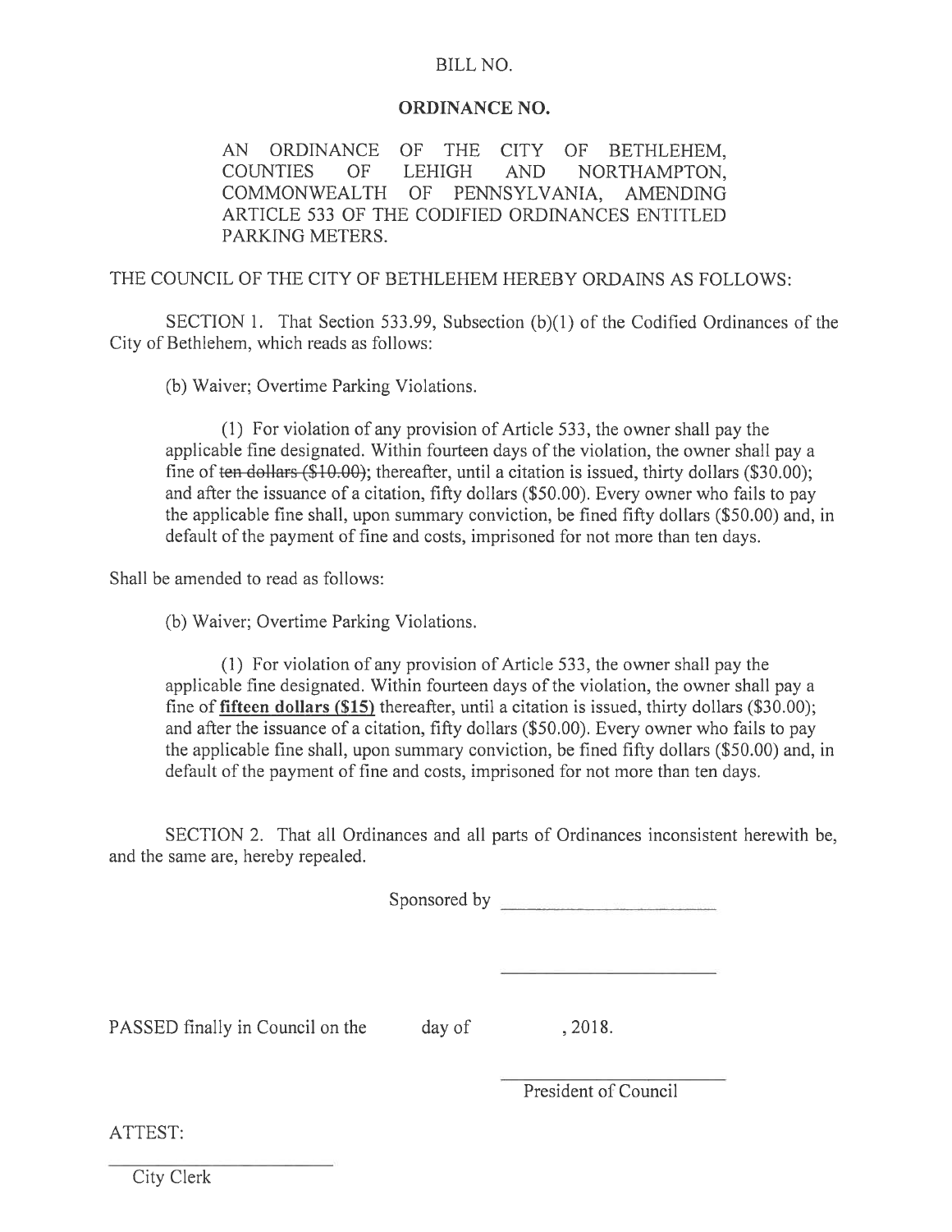BILL NO.

**ORDINANCE NO.**

AN ORDINANCE OF THE CITY OF BETHLEHEM, COUNTIES OF LEHIGH AND NORTHAMPTON, COMMONWEALTH OF PENNSYLVANIA, AMENDING ARTICLE 533 OF THE CODIFIED ORDINANCES ENTITLED PARKING METERS.

THE COUNCIL OF THE CITY OF BETHLEHEM HEREBY ORDAINS AS FOLLOWS:

SECTION 1. That Section 533.99, Subsection (b)(1) of the Codified Ordinances of the City of Bethlehem, which reads as follows:

(b) Waiver; Overtime Parking Violations.

(1) For violation of any provision of Article 533, the owner shall pay the applicable fine designated. Within fourteen days of the violation, the owner shall pay a fine of ~~ten dollars ($10.00)~~; thereafter, until a citation is issued, thirty dollars ($30.00); and after the issuance of a citation, fifty dollars ($50.00). Every owner who fails to pay the applicable fine shall, upon summary conviction, be fined fifty dollars ($50.00) and, in default of the payment of fine and costs, imprisoned for not more than ten days.

Shall be amended to read as follows:

(b) Waiver; Overtime Parking Violations.

(1) For violation of any provision of Article 533, the owner shall pay the applicable fine designated. Within fourteen days of the violation, the owner shall pay a fine of <u>**fifteen dollars ($15)**</u> thereafter, until a citation is issued, thirty dollars ($30.00); and after the issuance of a citation, fifty dollars ($50.00). Every owner who fails to pay the applicable fine shall, upon summary conviction, be fined fifty dollars ($50.00) and, in default of the payment of fine and costs, imprisoned for not more than ten days.

SECTION 2. That all Ordinances and all parts of Ordinances inconsistent herewith be, and the same are, hereby repealed.

Sponsored by \_\_\_\_\_\_\_\_\_\_\_\_\_\_\_\_\_\_\_\_\_\_

\_\_\_\_\_\_\_\_\_\_\_\_\_\_\_\_\_\_\_\_\_\_

PASSED finally in Council on the      day of      , 2018.

\_\_\_\_\_\_\_\_\_\_\_\_\_\_\_\_\_\_\_\_\_\_

President of Council

ATTEST:

\_\_\_\_\_\_\_\_\_\_\_\_\_\_\_\_\_\_\_\_\_\_

City Clerk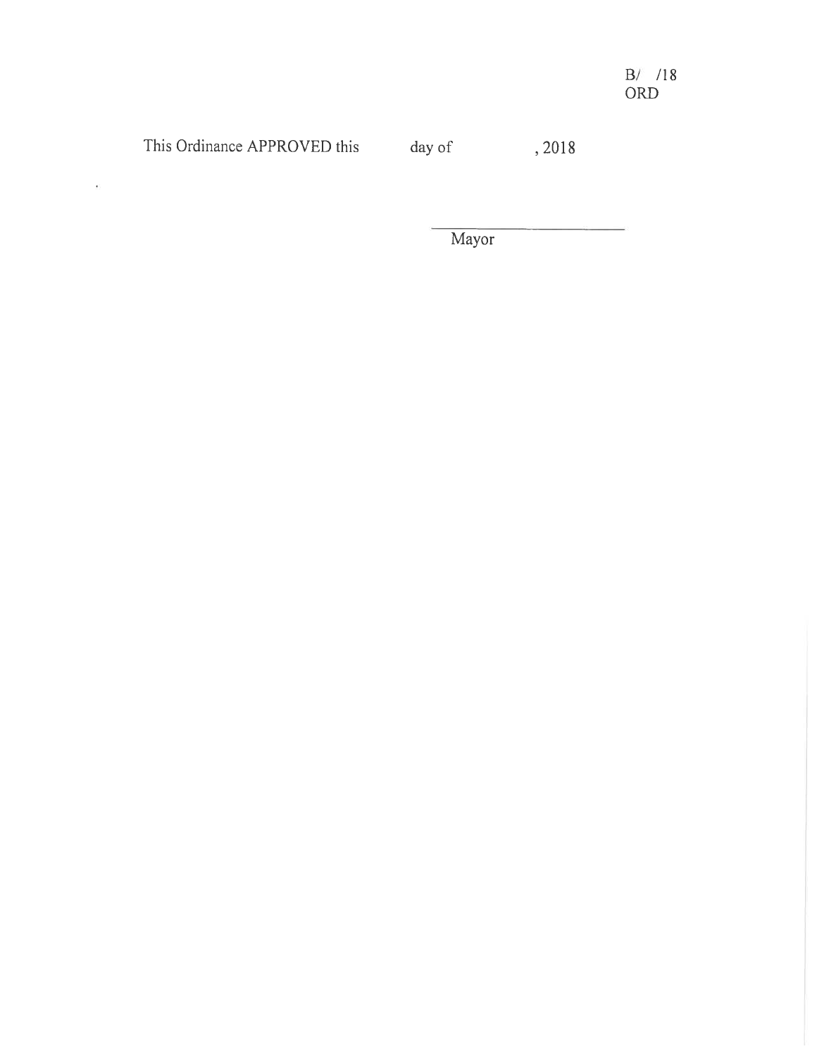B/ /18
ORD

This Ordinance APPROVED this day of , 2018

\_\_\_\_\_\_\_\_\_\_\_\_\_\_\_\_\_\_\_\_\_\_\_\_

Mayor